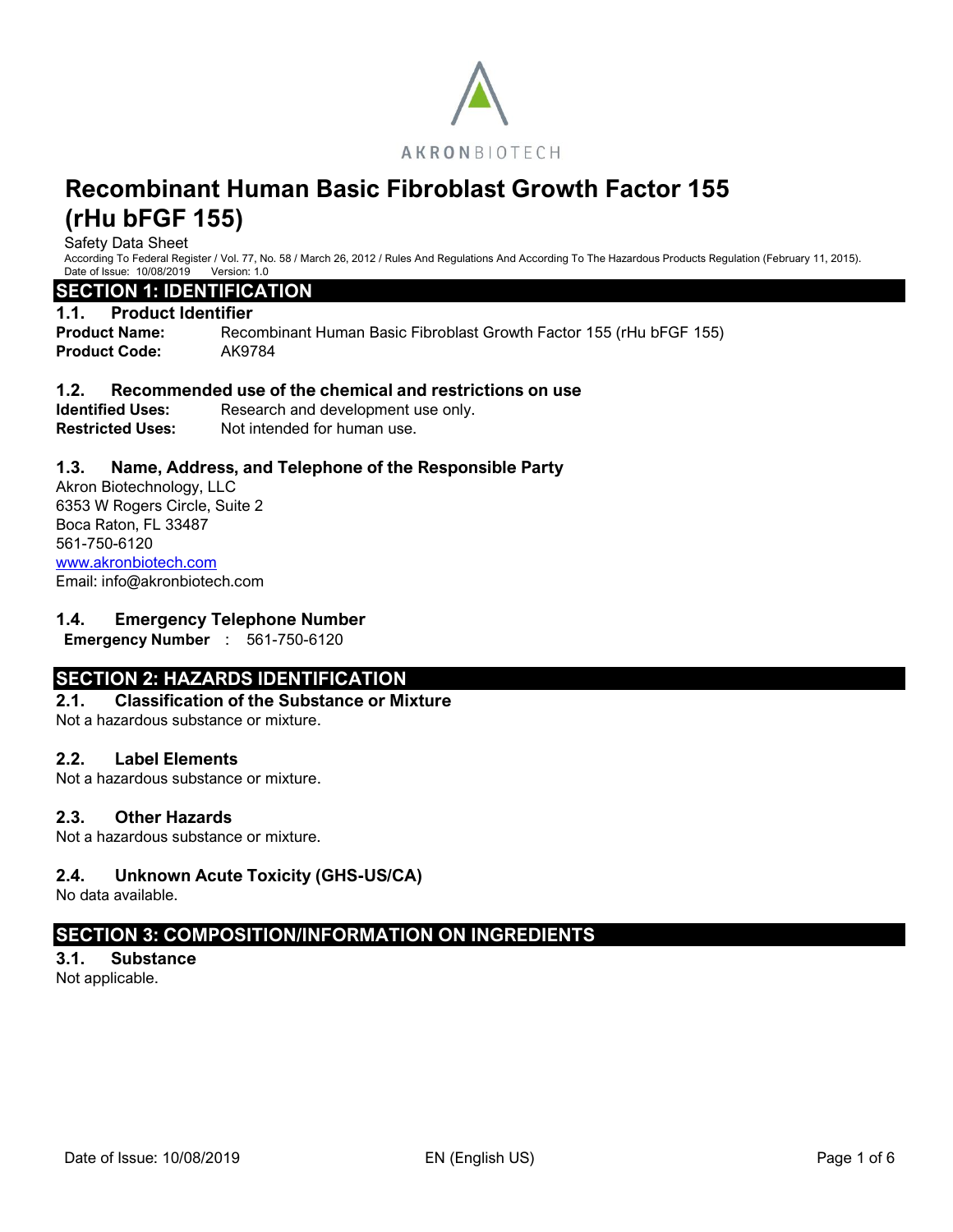AKRONBIOTECH

# Recombinant Human Basic Fibroblast Growth Factor 155 (rHu bFGF 155)

Safety Data Sheet

According To Federal Register / Vol. 77, No. 58 / March 26, 2012 / Rules And Regulations And According To The Hazardous Products Regulation (February 11, 2015).

Date of Issue: 10/08/2019 Version: 1.0

## SECTION 1: IDENTIFICATION

### 1.1. Product Identifier

**Product Name:** Recombinant Human Basic Fibroblast Growth Factor 155 (rHu bFGF 155)

**Product Code:** AK9784

### 1.2. Recommended use of the chemical and restrictions on use

**Identified Uses:** Research and development use only.

**Restricted Uses:** Not intended for human use.

### 1.3. Name, Address, and Telephone of the Responsible Party

Akron Biotechnology, LLC
6353 W Rogers Circle, Suite 2
Boca Raton, FL 33487
561-750-6120
www.akronbiotech.com
Email: info@akronbiotech.com

### 1.4. Emergency Telephone Number

**Emergency Number** : 561-750-6120

## SECTION 2: HAZARDS IDENTIFICATION

### 2.1. Classification of the Substance or Mixture

Not a hazardous substance or mixture.

### 2.2. Label Elements

Not a hazardous substance or mixture.

### 2.3. Other Hazards

Not a hazardous substance or mixture.

### 2.4. Unknown Acute Toxicity (GHS-US/CA)

No data available.

## SECTION 3: COMPOSITION/INFORMATION ON INGREDIENTS

### 3.1. Substance

Not applicable.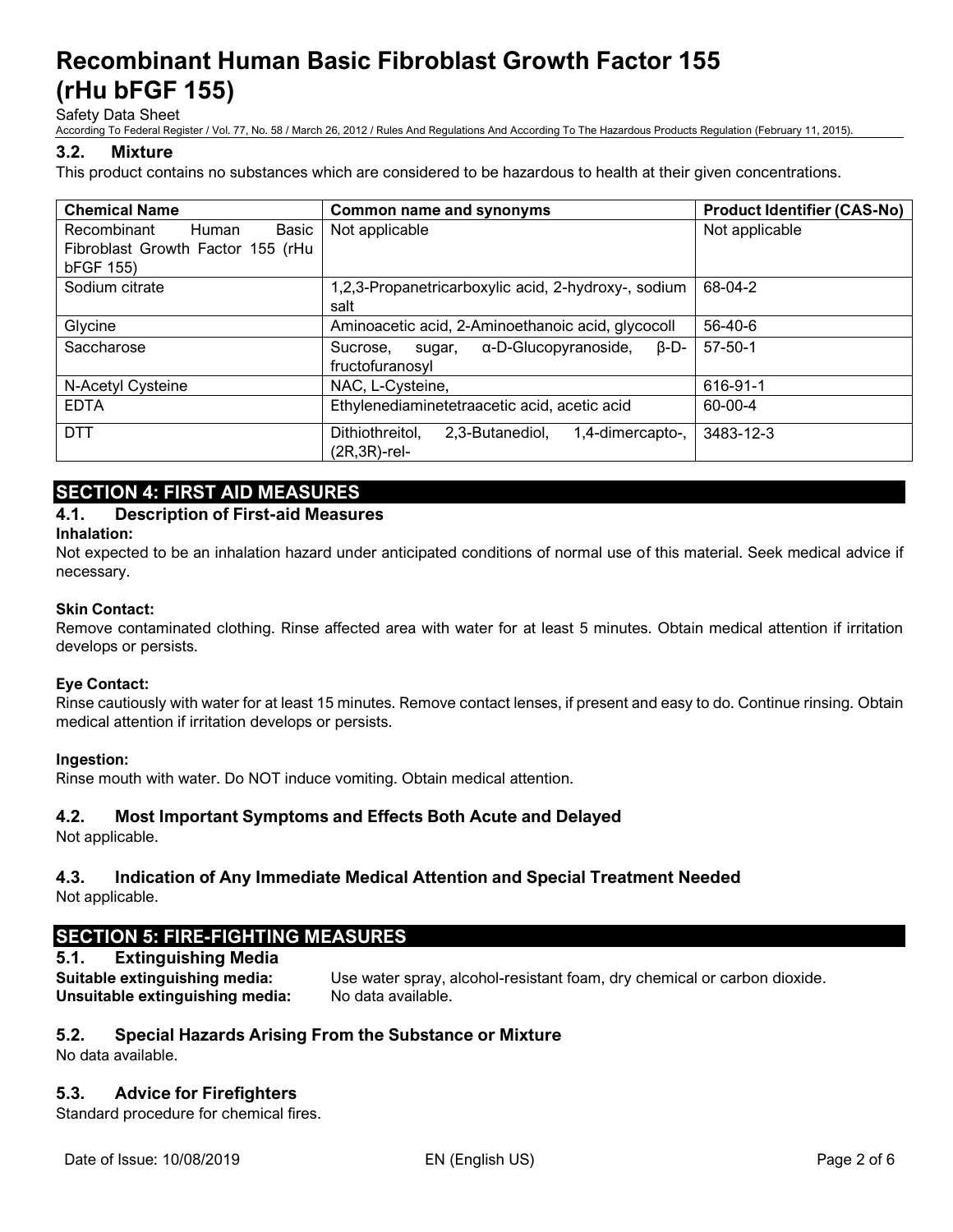### 3.2. Mixture

This product contains no substances which are considered to be hazardous to health at their given concentrations.

| Chemical Name | Common name and synonyms | Product Identifier (CAS-No) |
|---|---|---|
| Recombinant Human Basic Fibroblast Growth Factor 155 (rHu bFGF 155) | Not applicable | Not applicable |
| Sodium citrate | 1,2,3-Propanetricarboxylic acid, 2-hydroxy-, sodium salt | 68-04-2 |
| Glycine | Aminoacetic acid, 2-Aminoethanoic acid, glycocoll | 56-40-6 |
| Saccharose | Sucrose, sugar, α-D-Glucopyranoside, β-D-fructofuranosyl | 57-50-1 |
| N-Acetyl Cysteine | NAC, L-Cysteine, | 616-91-1 |
| EDTA | Ethylenediaminetetraacetic acid, acetic acid | 60-00-4 |
| DTT | Dithiothreitol, 2,3-Butanediol, 1,4-dimercapto-, (2R,3R)-rel- | 3483-12-3 |

## SECTION 4: FIRST AID MEASURES

### 4.1. Description of First-aid Measures

**Inhalation:**
Not expected to be an inhalation hazard under anticipated conditions of normal use of this material. Seek medical advice if necessary.

**Skin Contact:**
Remove contaminated clothing. Rinse affected area with water for at least 5 minutes. Obtain medical attention if irritation develops or persists.

**Eye Contact:**
Rinse cautiously with water for at least 15 minutes. Remove contact lenses, if present and easy to do. Continue rinsing. Obtain medical attention if irritation develops or persists.

**Ingestion:**
Rinse mouth with water. Do NOT induce vomiting. Obtain medical attention.

### 4.2. Most Important Symptoms and Effects Both Acute and Delayed

Not applicable.

### 4.3. Indication of Any Immediate Medical Attention and Special Treatment Needed

Not applicable.

## SECTION 5: FIRE-FIGHTING MEASURES

### 5.1. Extinguishing Media

**Suitable extinguishing media:** Use water spray, alcohol-resistant foam, dry chemical or carbon dioxide.
**Unsuitable extinguishing media:** No data available.

### 5.2. Special Hazards Arising From the Substance or Mixture

No data available.

### 5.3. Advice for Firefighters

Standard procedure for chemical fires.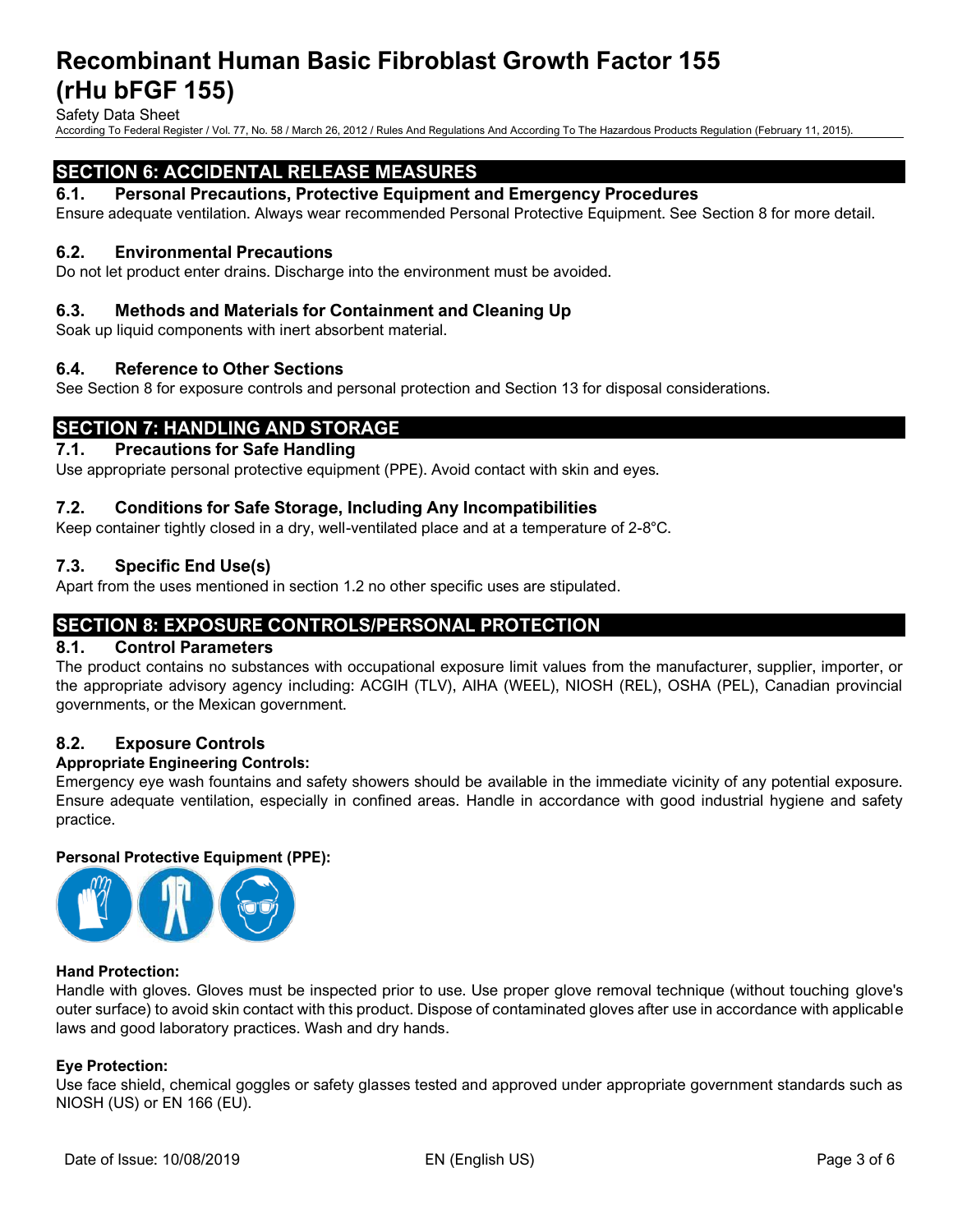## SECTION 6: ACCIDENTAL RELEASE MEASURES

### 6.1. Personal Precautions, Protective Equipment and Emergency Procedures

Ensure adequate ventilation. Always wear recommended Personal Protective Equipment. See Section 8 for more detail.

### 6.2. Environmental Precautions

Do not let product enter drains. Discharge into the environment must be avoided.

### 6.3. Methods and Materials for Containment and Cleaning Up

Soak up liquid components with inert absorbent material.

### 6.4. Reference to Other Sections

See Section 8 for exposure controls and personal protection and Section 13 for disposal considerations.

## SECTION 7: HANDLING AND STORAGE

### 7.1. Precautions for Safe Handling

Use appropriate personal protective equipment (PPE). Avoid contact with skin and eyes.

### 7.2. Conditions for Safe Storage, Including Any Incompatibilities

Keep container tightly closed in a dry, well-ventilated place and at a temperature of 2-8°C.

### 7.3. Specific End Use(s)

Apart from the uses mentioned in section 1.2 no other specific uses are stipulated.

## SECTION 8: EXPOSURE CONTROLS/PERSONAL PROTECTION

### 8.1. Control Parameters

The product contains no substances with occupational exposure limit values from the manufacturer, supplier, importer, or the appropriate advisory agency including: ACGIH (TLV), AIHA (WEEL), NIOSH (REL), OSHA (PEL), Canadian provincial governments, or the Mexican government.

### 8.2. Exposure Controls

**Appropriate Engineering Controls:**

Emergency eye wash fountains and safety showers should be available in the immediate vicinity of any potential exposure. Ensure adequate ventilation, especially in confined areas. Handle in accordance with good industrial hygiene and safety practice.

**Personal Protective Equipment (PPE):**

**Hand Protection:**

Handle with gloves. Gloves must be inspected prior to use. Use proper glove removal technique (without touching glove's outer surface) to avoid skin contact with this product. Dispose of contaminated gloves after use in accordance with applicable laws and good laboratory practices. Wash and dry hands.

**Eye Protection:**

Use face shield, chemical goggles or safety glasses tested and approved under appropriate government standards such as NIOSH (US) or EN 166 (EU).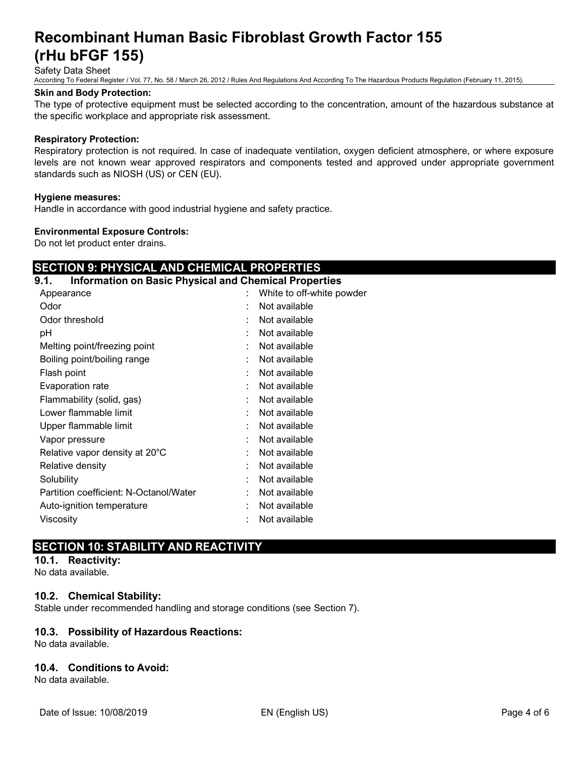**Skin and Body Protection:**

The type of protective equipment must be selected according to the concentration, amount of the hazardous substance at the specific workplace and appropriate risk assessment.

**Respiratory Protection:**

Respiratory protection is not required. In case of inadequate ventilation, oxygen deficient atmosphere, or where exposure levels are not known wear approved respirators and components tested and approved under appropriate government standards such as NIOSH (US) or CEN (EU).

**Hygiene measures:**

Handle in accordance with good industrial hygiene and safety practice.

**Environmental Exposure Controls:**

Do not let product enter drains.

## SECTION 9: PHYSICAL AND CHEMICAL PROPERTIES

### 9.1. Information on Basic Physical and Chemical Properties

| Property | Value |
|---|---|
| Appearance | White to off-white powder |
| Odor | Not available |
| Odor threshold | Not available |
| pH | Not available |
| Melting point/freezing point | Not available |
| Boiling point/boiling range | Not available |
| Flash point | Not available |
| Evaporation rate | Not available |
| Flammability (solid, gas) | Not available |
| Lower flammable limit | Not available |
| Upper flammable limit | Not available |
| Vapor pressure | Not available |
| Relative vapor density at 20°C | Not available |
| Relative density | Not available |
| Solubility | Not available |
| Partition coefficient: N-Octanol/Water | Not available |
| Auto-ignition temperature | Not available |
| Viscosity | Not available |

## SECTION 10: STABILITY AND REACTIVITY

### 10.1. Reactivity:

No data available.

### 10.2. Chemical Stability:

Stable under recommended handling and storage conditions (see Section 7).

### 10.3. Possibility of Hazardous Reactions:

No data available.

### 10.4. Conditions to Avoid:

No data available.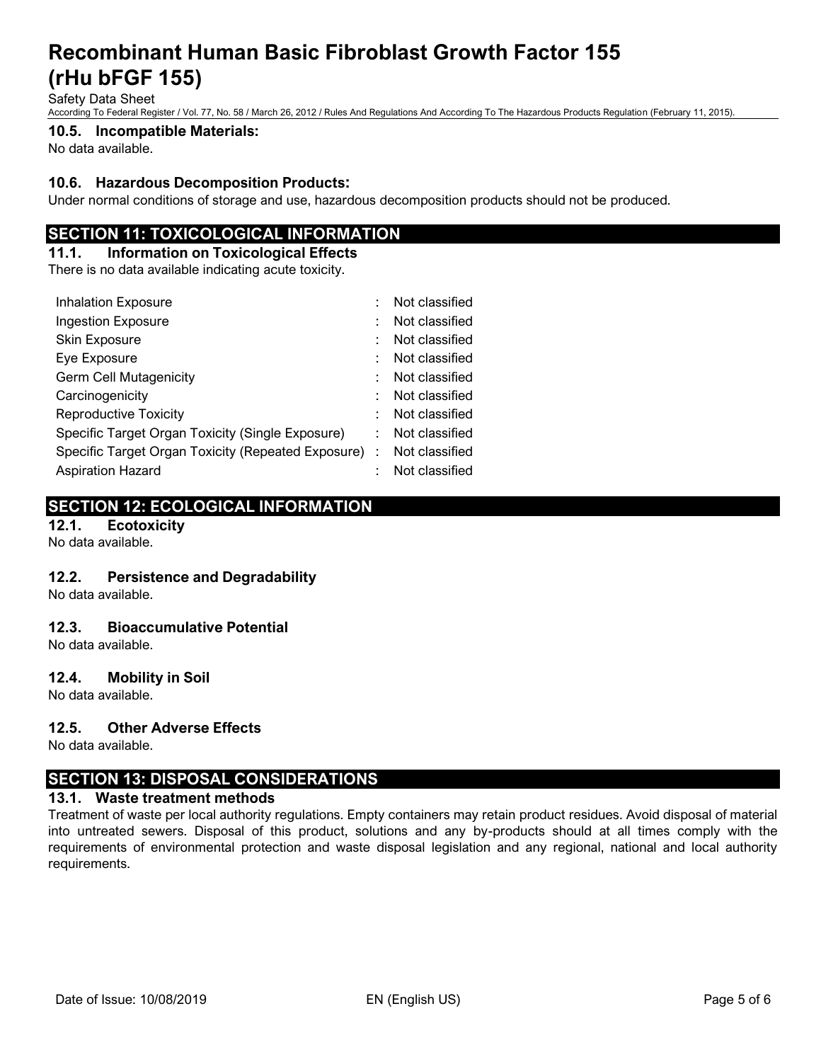### 10.5. Incompatible Materials:

No data available.

### 10.6. Hazardous Decomposition Products:

Under normal conditions of storage and use, hazardous decomposition products should not be produced.

## SECTION 11: TOXICOLOGICAL INFORMATION

### 11.1. Information on Toxicological Effects

There is no data available indicating acute toxicity.

| | | |
|---|---|---|
| Inhalation Exposure | : | Not classified |
| Ingestion Exposure | : | Not classified |
| Skin Exposure | : | Not classified |
| Eye Exposure | : | Not classified |
| Germ Cell Mutagenicity | : | Not classified |
| Carcinogenicity | : | Not classified |
| Reproductive Toxicity | : | Not classified |
| Specific Target Organ Toxicity (Single Exposure) | : | Not classified |
| Specific Target Organ Toxicity (Repeated Exposure) | : | Not classified |
| Aspiration Hazard | : | Not classified |

## SECTION 12: ECOLOGICAL INFORMATION

### 12.1. Ecotoxicity

No data available.

### 12.2. Persistence and Degradability

No data available.

### 12.3. Bioaccumulative Potential

No data available.

### 12.4. Mobility in Soil

No data available.

### 12.5. Other Adverse Effects

No data available.

## SECTION 13: DISPOSAL CONSIDERATIONS

### 13.1. Waste treatment methods

Treatment of waste per local authority regulations. Empty containers may retain product residues. Avoid disposal of material into untreated sewers. Disposal of this product, solutions and any by-products should at all times comply with the requirements of environmental protection and waste disposal legislation and any regional, national and local authority requirements.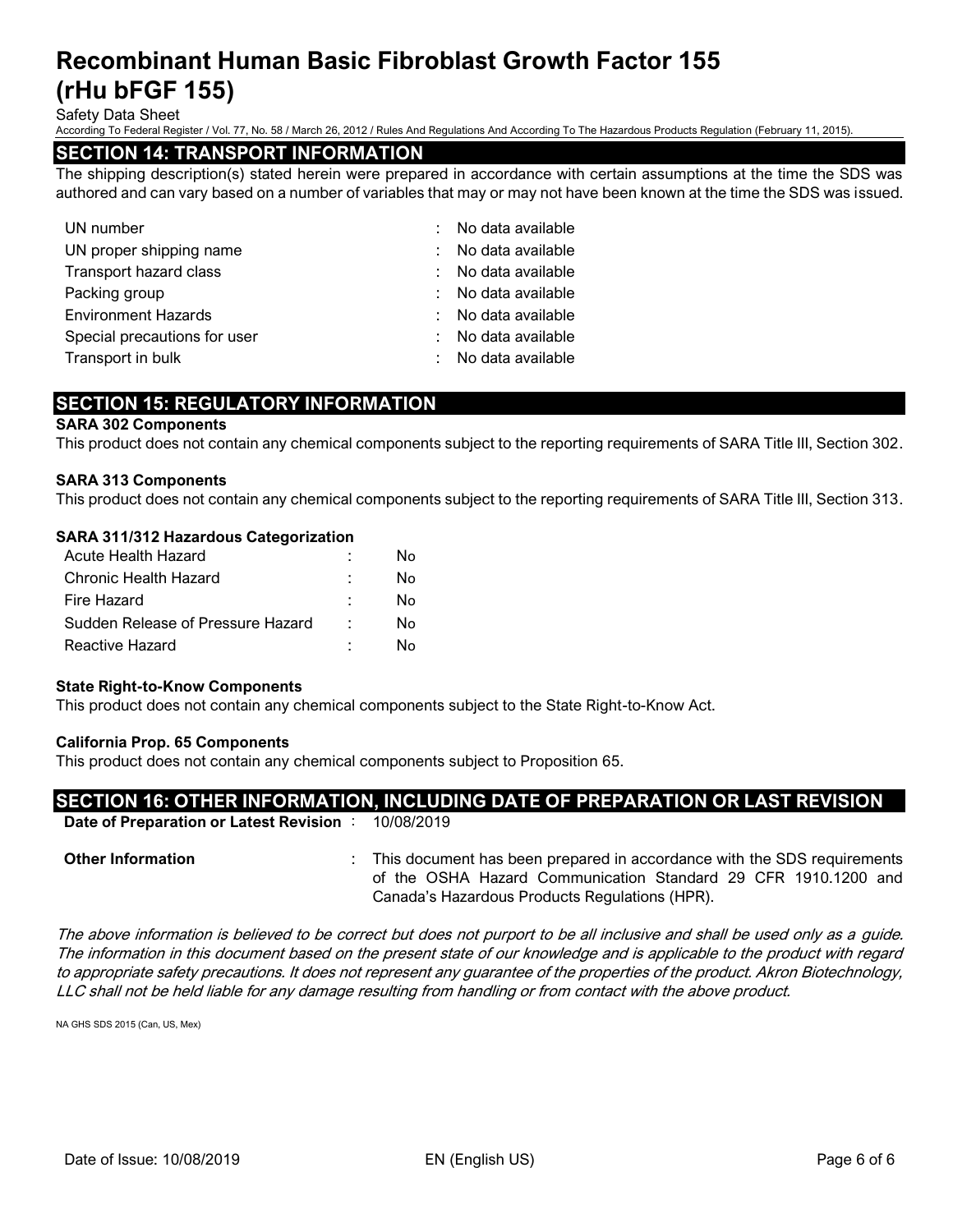## SECTION 14: TRANSPORT INFORMATION

The shipping description(s) stated herein were prepared in accordance with certain assumptions at the time the SDS was authored and can vary based on a number of variables that may or may not have been known at the time the SDS was issued.

| | | |
|---|---|---|
| UN number | : | No data available |
| UN proper shipping name | : | No data available |
| Transport hazard class | : | No data available |
| Packing group | : | No data available |
| Environment Hazards | : | No data available |
| Special precautions for user | : | No data available |
| Transport in bulk | : | No data available |

## SECTION 15: REGULATORY INFORMATION

**SARA 302 Components**

This product does not contain any chemical components subject to the reporting requirements of SARA Title III, Section 302.

**SARA 313 Components**

This product does not contain any chemical components subject to the reporting requirements of SARA Title III, Section 313.

**SARA 311/312 Hazardous Categorization**

| | | |
|---|---|---|
| Acute Health Hazard | : | No |
| Chronic Health Hazard | : | No |
| Fire Hazard | : | No |
| Sudden Release of Pressure Hazard | : | No |
| Reactive Hazard | : | No |

**State Right-to-Know Components**

This product does not contain any chemical components subject to the State Right-to-Know Act.

**California Prop. 65 Components**

This product does not contain any chemical components subject to Proposition 65.

## SECTION 16: OTHER INFORMATION, INCLUDING DATE OF PREPARATION OR LAST REVISION

**Date of Preparation or Latest Revision** : 10/08/2019

**Other Information** : This document has been prepared in accordance with the SDS requirements of the OSHA Hazard Communication Standard 29 CFR 1910.1200 and Canada's Hazardous Products Regulations (HPR).

*The above information is believed to be correct but does not purport to be all inclusive and shall be used only as a guide. The information in this document based on the present state of our knowledge and is applicable to the product with regard to appropriate safety precautions. It does not represent any guarantee of the properties of the product. Akron Biotechnology, LLC shall not be held liable for any damage resulting from handling or from contact with the above product.*

NA GHS SDS 2015 (Can, US, Mex)